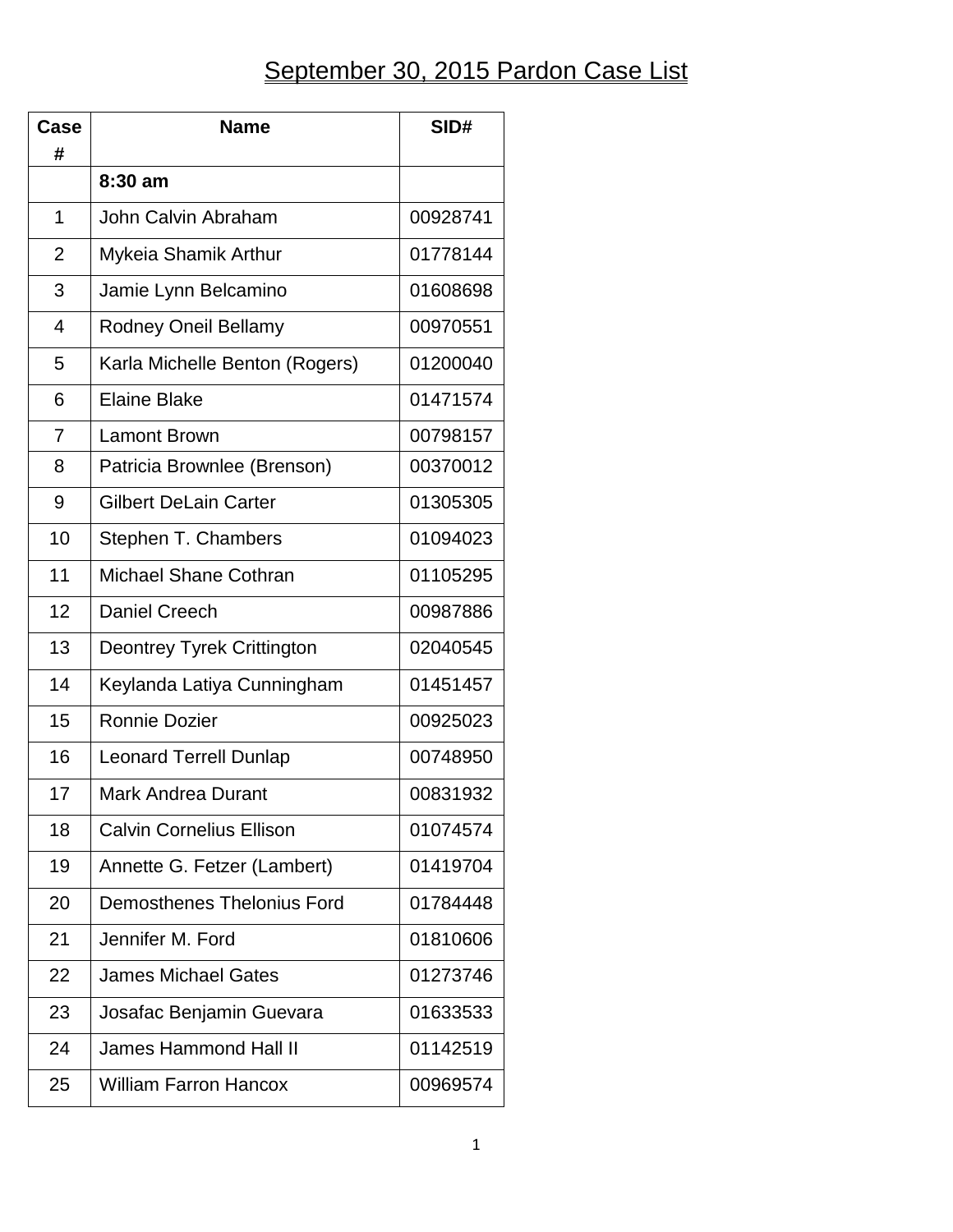# September 30, 2015 Pardon Case List

| Case # | Name | SID# |
|---|---|---|
| | **8:30 am** | |
| 1 | John Calvin Abraham | 00928741 |
| 2 | Mykeia Shamik Arthur | 01778144 |
| 3 | Jamie Lynn Belcamino | 01608698 |
| 4 | Rodney Oneil Bellamy | 00970551 |
| 5 | Karla Michelle Benton (Rogers) | 01200040 |
| 6 | Elaine Blake | 01471574 |
| 7 | Lamont Brown | 00798157 |
| 8 | Patricia Brownlee (Brenson) | 00370012 |
| 9 | Gilbert DeLain Carter | 01305305 |
| 10 | Stephen T. Chambers | 01094023 |
| 11 | Michael Shane Cothran | 01105295 |
| 12 | Daniel Creech | 00987886 |
| 13 | Deontrey Tyrek Crittington | 02040545 |
| 14 | Keylanda Latiya Cunningham | 01451457 |
| 15 | Ronnie Dozier | 00925023 |
| 16 | Leonard Terrell Dunlap | 00748950 |
| 17 | Mark Andrea Durant | 00831932 |
| 18 | Calvin Cornelius Ellison | 01074574 |
| 19 | Annette G. Fetzer (Lambert) | 01419704 |
| 20 | Demosthenes Thelonius Ford | 01784448 |
| 21 | Jennifer M. Ford | 01810606 |
| 22 | James Michael Gates | 01273746 |
| 23 | Josafac Benjamin Guevara | 01633533 |
| 24 | James Hammond Hall II | 01142519 |
| 25 | William Farron Hancox | 00969574 |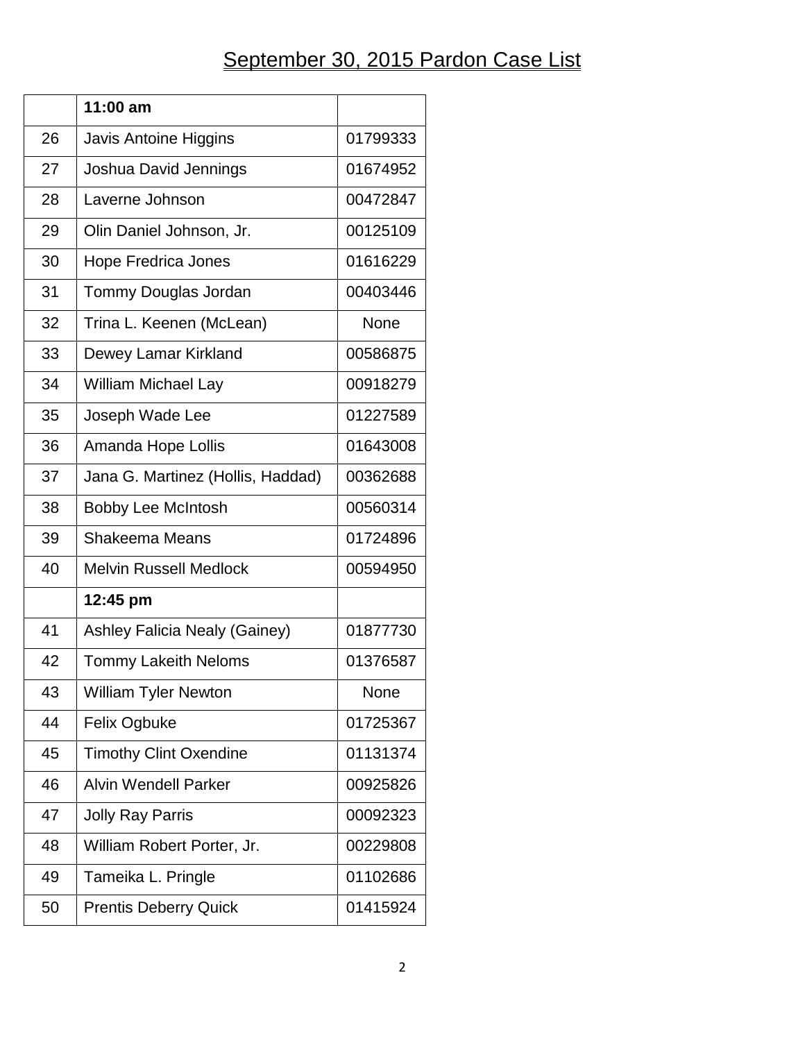# September 30, 2015 Pardon Case List

| | 11:00 am | |
|---|---|---|
| 26 | Javis Antoine Higgins | 01799333 |
| 27 | Joshua David Jennings | 01674952 |
| 28 | Laverne Johnson | 00472847 |
| 29 | Olin Daniel Johnson, Jr. | 00125109 |
| 30 | Hope Fredrica Jones | 01616229 |
| 31 | Tommy Douglas Jordan | 00403446 |
| 32 | Trina L. Keenen (McLean) | None |
| 33 | Dewey Lamar Kirkland | 00586875 |
| 34 | William Michael Lay | 00918279 |
| 35 | Joseph Wade Lee | 01227589 |
| 36 | Amanda Hope Lollis | 01643008 |
| 37 | Jana G. Martinez (Hollis, Haddad) | 00362688 |
| 38 | Bobby Lee McIntosh | 00560314 |
| 39 | Shakeema Means | 01724896 |
| 40 | Melvin Russell Medlock | 00594950 |
| | **12:45 pm** | |
| 41 | Ashley Falicia Nealy (Gainey) | 01877730 |
| 42 | Tommy Lakeith Neloms | 01376587 |
| 43 | William Tyler Newton | None |
| 44 | Felix Ogbuke | 01725367 |
| 45 | Timothy Clint Oxendine | 01131374 |
| 46 | Alvin Wendell Parker | 00925826 |
| 47 | Jolly Ray Parris | 00092323 |
| 48 | William Robert Porter, Jr. | 00229808 |
| 49 | Tameika L. Pringle | 01102686 |
| 50 | Prentis Deberry Quick | 01415924 |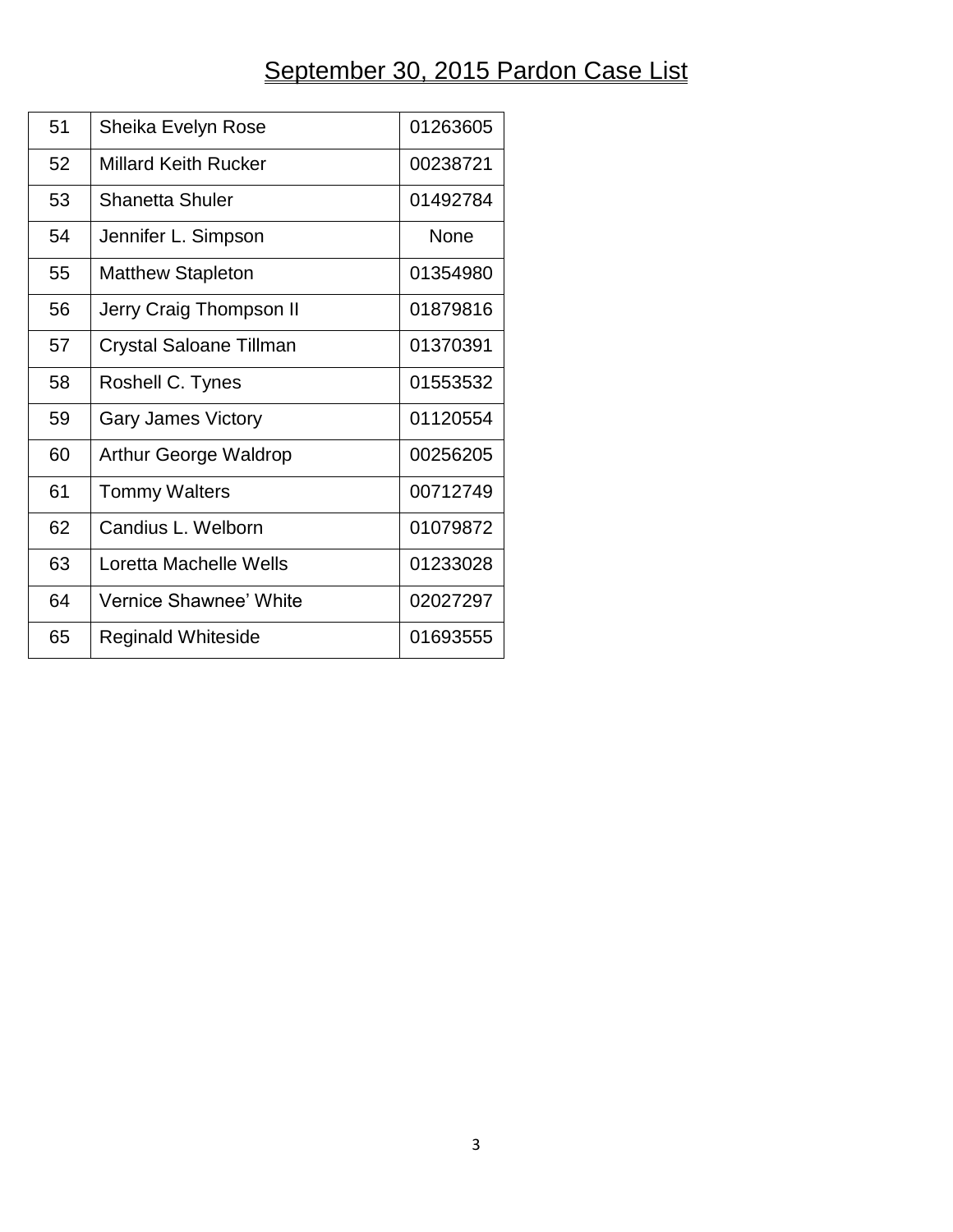# September 30, 2015 Pardon Case List

| | | |
|---|---|---|
| 51 | Sheika Evelyn Rose | 01263605 |
| 52 | Millard Keith Rucker | 00238721 |
| 53 | Shanetta Shuler | 01492784 |
| 54 | Jennifer L. Simpson | None |
| 55 | Matthew Stapleton | 01354980 |
| 56 | Jerry Craig Thompson II | 01879816 |
| 57 | Crystal Saloane Tillman | 01370391 |
| 58 | Roshell C. Tynes | 01553532 |
| 59 | Gary James Victory | 01120554 |
| 60 | Arthur George Waldrop | 00256205 |
| 61 | Tommy Walters | 00712749 |
| 62 | Candius L. Welborn | 01079872 |
| 63 | Loretta Machelle Wells | 01233028 |
| 64 | Vernice Shawnee' White | 02027297 |
| 65 | Reginald Whiteside | 01693555 |